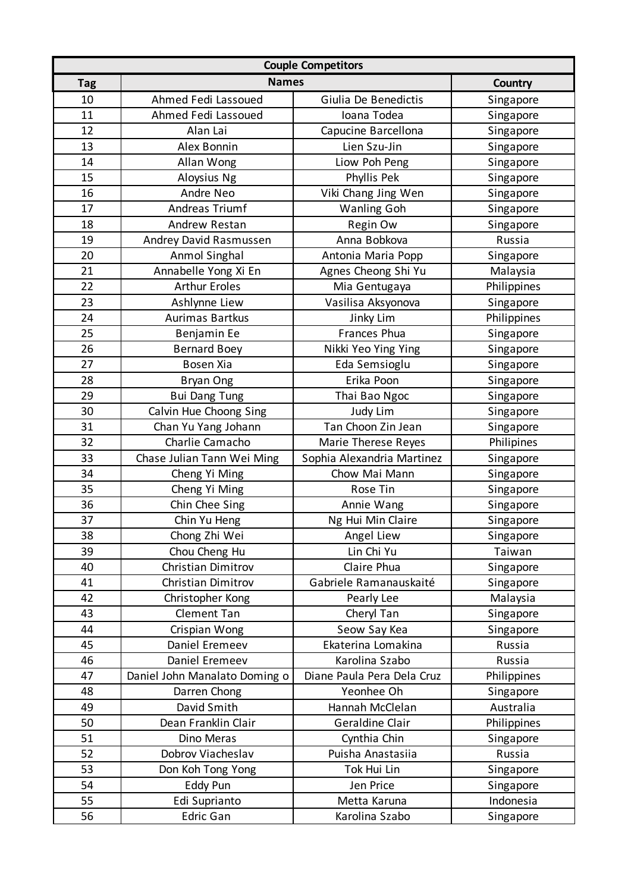| Couple Competitors | | | |
|---|---|---|---|
| Tag | Names | | Country |
| 10 | Ahmed Fedi Lassoued | Giulia De Benedictis | Singapore |
| 11 | Ahmed Fedi Lassoued | Ioana Todea | Singapore |
| 12 | Alan Lai | Capucine Barcellona | Singapore |
| 13 | Alex Bonnin | Lien Szu-Jin | Singapore |
| 14 | Allan Wong | Liow Poh Peng | Singapore |
| 15 | Aloysius Ng | Phyllis Pek | Singapore |
| 16 | Andre Neo | Viki Chang Jing Wen | Singapore |
| 17 | Andreas Triumf | Wanling Goh | Singapore |
| 18 | Andrew Restan | Regin Ow | Singapore |
| 19 | Andrey David Rasmussen | Anna Bobkova | Russia |
| 20 | Anmol Singhal | Antonia Maria Popp | Singapore |
| 21 | Annabelle Yong Xi En | Agnes Cheong Shi Yu | Malaysia |
| 22 | Arthur Eroles | Mia Gentugaya | Philippines |
| 23 | Ashlynne Liew | Vasilisa Aksyonova | Singapore |
| 24 | Aurimas Bartkus | Jinky Lim | Philippines |
| 25 | Benjamin Ee | Frances Phua | Singapore |
| 26 | Bernard Boey | Nikki Yeo Ying Ying | Singapore |
| 27 | Bosen Xia | Eda Semsioglu | Singapore |
| 28 | Bryan Ong | Erika Poon | Singapore |
| 29 | Bui Dang Tung | Thai Bao Ngoc | Singapore |
| 30 | Calvin Hue Choong Sing | Judy Lim | Singapore |
| 31 | Chan Yu Yang Johann | Tan Choon Zin Jean | Singapore |
| 32 | Charlie Camacho | Marie Therese Reyes | Philipines |
| 33 | Chase Julian Tann Wei Ming | Sophia Alexandria Martinez | Singapore |
| 34 | Cheng Yi Ming | Chow Mai Mann | Singapore |
| 35 | Cheng Yi Ming | Rose Tin | Singapore |
| 36 | Chin Chee Sing | Annie Wang | Singapore |
| 37 | Chin Yu Heng | Ng Hui Min Claire | Singapore |
| 38 | Chong Zhi Wei | Angel Liew | Singapore |
| 39 | Chou Cheng Hu | Lin Chi Yu | Taiwan |
| 40 | Christian Dimitrov | Claire Phua | Singapore |
| 41 | Christian Dimitrov | Gabriele Ramanauskaité | Singapore |
| 42 | Christopher Kong | Pearly Lee | Malaysia |
| 43 | Clement Tan | Cheryl Tan | Singapore |
| 44 | Crispian Wong | Seow Say Kea | Singapore |
| 45 | Daniel Eremeev | Ekaterina Lomakina | Russia |
| 46 | Daniel Eremeev | Karolina Szabo | Russia |
| 47 | Daniel John Manalato Doming o | Diane Paula Pera Dela Cruz | Philippines |
| 48 | Darren Chong | Yeonhee Oh | Singapore |
| 49 | David Smith | Hannah McClelan | Australia |
| 50 | Dean Franklin Clair | Geraldine Clair | Philippines |
| 51 | Dino Meras | Cynthia Chin | Singapore |
| 52 | Dobrov Viacheslav | Puisha Anastasiia | Russia |
| 53 | Don Koh Tong Yong | Tok Hui Lin | Singapore |
| 54 | Eddy Pun | Jen Price | Singapore |
| 55 | Edi Suprianto | Metta Karuna | Indonesia |
| 56 | Edric Gan | Karolina Szabo | Singapore |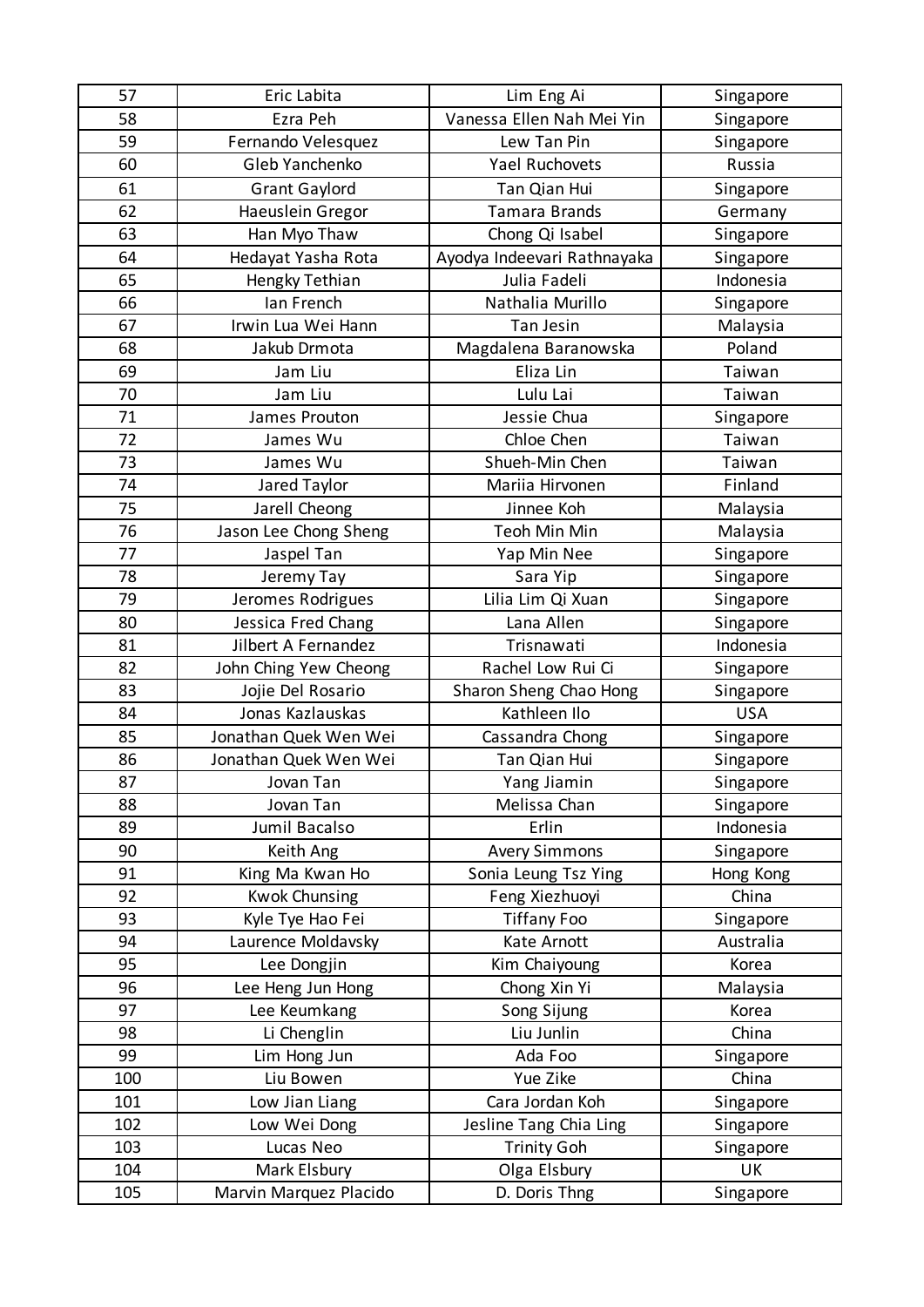| 57 | Eric Labita | Lim Eng Ai | Singapore |
|---|---|---|---|
| 58 | Ezra Peh | Vanessa Ellen Nah Mei Yin | Singapore |
| 59 | Fernando Velesquez | Lew Tan Pin | Singapore |
| 60 | Gleb Yanchenko | Yael Ruchovets | Russia |
| 61 | Grant Gaylord | Tan Qian Hui | Singapore |
| 62 | Haeuslein Gregor | Tamara Brands | Germany |
| 63 | Han Myo Thaw | Chong Qi Isabel | Singapore |
| 64 | Hedayat Yasha Rota | Ayodya Indeevari Rathnayaka | Singapore |
| 65 | Hengky Tethian | Julia Fadeli | Indonesia |
| 66 | Ian French | Nathalia Murillo | Singapore |
| 67 | Irwin Lua Wei Hann | Tan Jesin | Malaysia |
| 68 | Jakub Drmota | Magdalena Baranowska | Poland |
| 69 | Jam Liu | Eliza Lin | Taiwan |
| 70 | Jam Liu | Lulu Lai | Taiwan |
| 71 | James Prouton | Jessie Chua | Singapore |
| 72 | James Wu | Chloe Chen | Taiwan |
| 73 | James Wu | Shueh-Min Chen | Taiwan |
| 74 | Jared Taylor | Mariia Hirvonen | Finland |
| 75 | Jarell Cheong | Jinnee Koh | Malaysia |
| 76 | Jason Lee Chong Sheng | Teoh Min Min | Malaysia |
| 77 | Jaspel Tan | Yap Min Nee | Singapore |
| 78 | Jeremy Tay | Sara Yip | Singapore |
| 79 | Jeromes Rodrigues | Lilia Lim Qi Xuan | Singapore |
| 80 | Jessica Fred Chang | Lana Allen | Singapore |
| 81 | Jilbert A Fernandez | Trisnawati | Indonesia |
| 82 | John Ching Yew Cheong | Rachel Low Rui Ci | Singapore |
| 83 | Jojie Del Rosario | Sharon Sheng Chao Hong | Singapore |
| 84 | Jonas Kazlauskas | Kathleen Ilo | USA |
| 85 | Jonathan Quek Wen Wei | Cassandra Chong | Singapore |
| 86 | Jonathan Quek Wen Wei | Tan Qian Hui | Singapore |
| 87 | Jovan Tan | Yang Jiamin | Singapore |
| 88 | Jovan Tan | Melissa Chan | Singapore |
| 89 | Jumil Bacalso | Erlin | Indonesia |
| 90 | Keith Ang | Avery Simmons | Singapore |
| 91 | King Ma Kwan Ho | Sonia Leung Tsz Ying | Hong Kong |
| 92 | Kwok Chunsing | Feng Xiezhuoyi | China |
| 93 | Kyle Tye Hao Fei | Tiffany Foo | Singapore |
| 94 | Laurence Moldavsky | Kate Arnott | Australia |
| 95 | Lee Dongjin | Kim Chaiyoung | Korea |
| 96 | Lee Heng Jun Hong | Chong Xin Yi | Malaysia |
| 97 | Lee Keumkang | Song Sijung | Korea |
| 98 | Li Chenglin | Liu Junlin | China |
| 99 | Lim Hong Jun | Ada Foo | Singapore |
| 100 | Liu Bowen | Yue Zike | China |
| 101 | Low Jian Liang | Cara Jordan Koh | Singapore |
| 102 | Low Wei Dong | Jesline Tang Chia Ling | Singapore |
| 103 | Lucas Neo | Trinity Goh | Singapore |
| 104 | Mark Elsbury | Olga Elsbury | UK |
| 105 | Marvin Marquez Placido | D. Doris Thng | Singapore |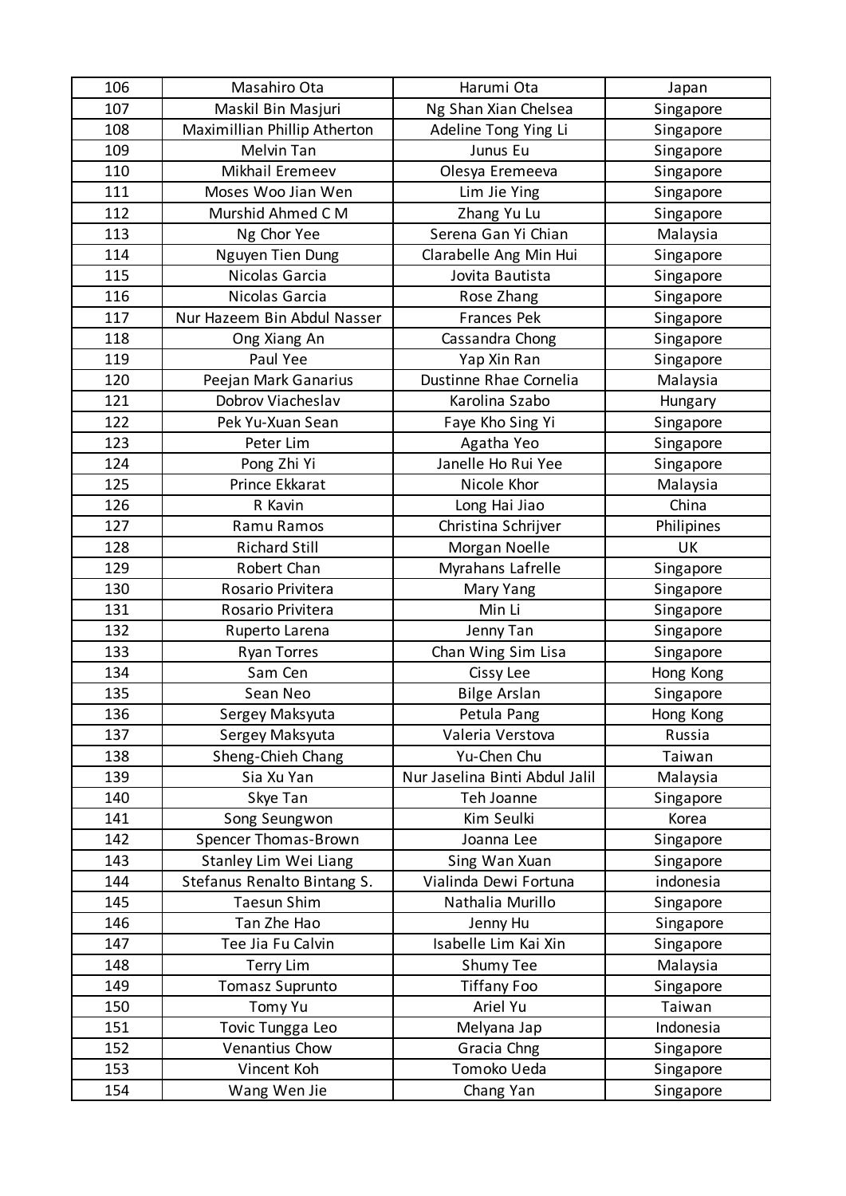| 106 | Masahiro Ota | Harumi Ota | Japan |
|---|---|---|---|
| 107 | Maskil Bin Masjuri | Ng Shan Xian Chelsea | Singapore |
| 108 | Maximillian Phillip Atherton | Adeline Tong Ying Li | Singapore |
| 109 | Melvin Tan | Junus Eu | Singapore |
| 110 | Mikhail Eremeev | Olesya Eremeeva | Singapore |
| 111 | Moses Woo Jian Wen | Lim Jie Ying | Singapore |
| 112 | Murshid Ahmed C M | Zhang Yu Lu | Singapore |
| 113 | Ng Chor Yee | Serena Gan Yi Chian | Malaysia |
| 114 | Nguyen Tien Dung | Clarabelle Ang Min Hui | Singapore |
| 115 | Nicolas Garcia | Jovita Bautista | Singapore |
| 116 | Nicolas Garcia | Rose Zhang | Singapore |
| 117 | Nur Hazeem Bin Abdul Nasser | Frances Pek | Singapore |
| 118 | Ong Xiang An | Cassandra Chong | Singapore |
| 119 | Paul Yee | Yap Xin Ran | Singapore |
| 120 | Peejan Mark Ganarius | Dustinne Rhae Cornelia | Malaysia |
| 121 | Dobrov Viacheslav | Karolina Szabo | Hungary |
| 122 | Pek Yu-Xuan Sean | Faye Kho Sing Yi | Singapore |
| 123 | Peter Lim | Agatha Yeo | Singapore |
| 124 | Pong Zhi Yi | Janelle Ho Rui Yee | Singapore |
| 125 | Prince Ekkarat | Nicole Khor | Malaysia |
| 126 | R Kavin | Long Hai Jiao | China |
| 127 | Ramu Ramos | Christina Schrijver | Philipines |
| 128 | Richard Still | Morgan Noelle | UK |
| 129 | Robert Chan | Myrahans Lafrelle | Singapore |
| 130 | Rosario Privitera | Mary Yang | Singapore |
| 131 | Rosario Privitera | Min Li | Singapore |
| 132 | Ruperto Larena | Jenny Tan | Singapore |
| 133 | Ryan Torres | Chan Wing Sim Lisa | Singapore |
| 134 | Sam Cen | Cissy Lee | Hong Kong |
| 135 | Sean Neo | Bilge Arslan | Singapore |
| 136 | Sergey Maksyuta | Petula Pang | Hong Kong |
| 137 | Sergey Maksyuta | Valeria Verstova | Russia |
| 138 | Sheng-Chieh Chang | Yu-Chen Chu | Taiwan |
| 139 | Sia Xu Yan | Nur Jaselina Binti Abdul Jalil | Malaysia |
| 140 | Skye Tan | Teh Joanne | Singapore |
| 141 | Song Seungwon | Kim Seulki | Korea |
| 142 | Spencer Thomas-Brown | Joanna Lee | Singapore |
| 143 | Stanley Lim Wei Liang | Sing Wan Xuan | Singapore |
| 144 | Stefanus Renalto Bintang S. | Vialinda Dewi Fortuna | indonesia |
| 145 | Taesun Shim | Nathalia Murillo | Singapore |
| 146 | Tan Zhe Hao | Jenny Hu | Singapore |
| 147 | Tee Jia Fu Calvin | Isabelle Lim Kai Xin | Singapore |
| 148 | Terry Lim | Shumy Tee | Malaysia |
| 149 | Tomasz Suprunto | Tiffany Foo | Singapore |
| 150 | Tomy Yu | Ariel Yu | Taiwan |
| 151 | Tovic Tungga Leo | Melyana Jap | Indonesia |
| 152 | Venantius Chow | Gracia Chng | Singapore |
| 153 | Vincent Koh | Tomoko Ueda | Singapore |
| 154 | Wang Wen Jie | Chang Yan | Singapore |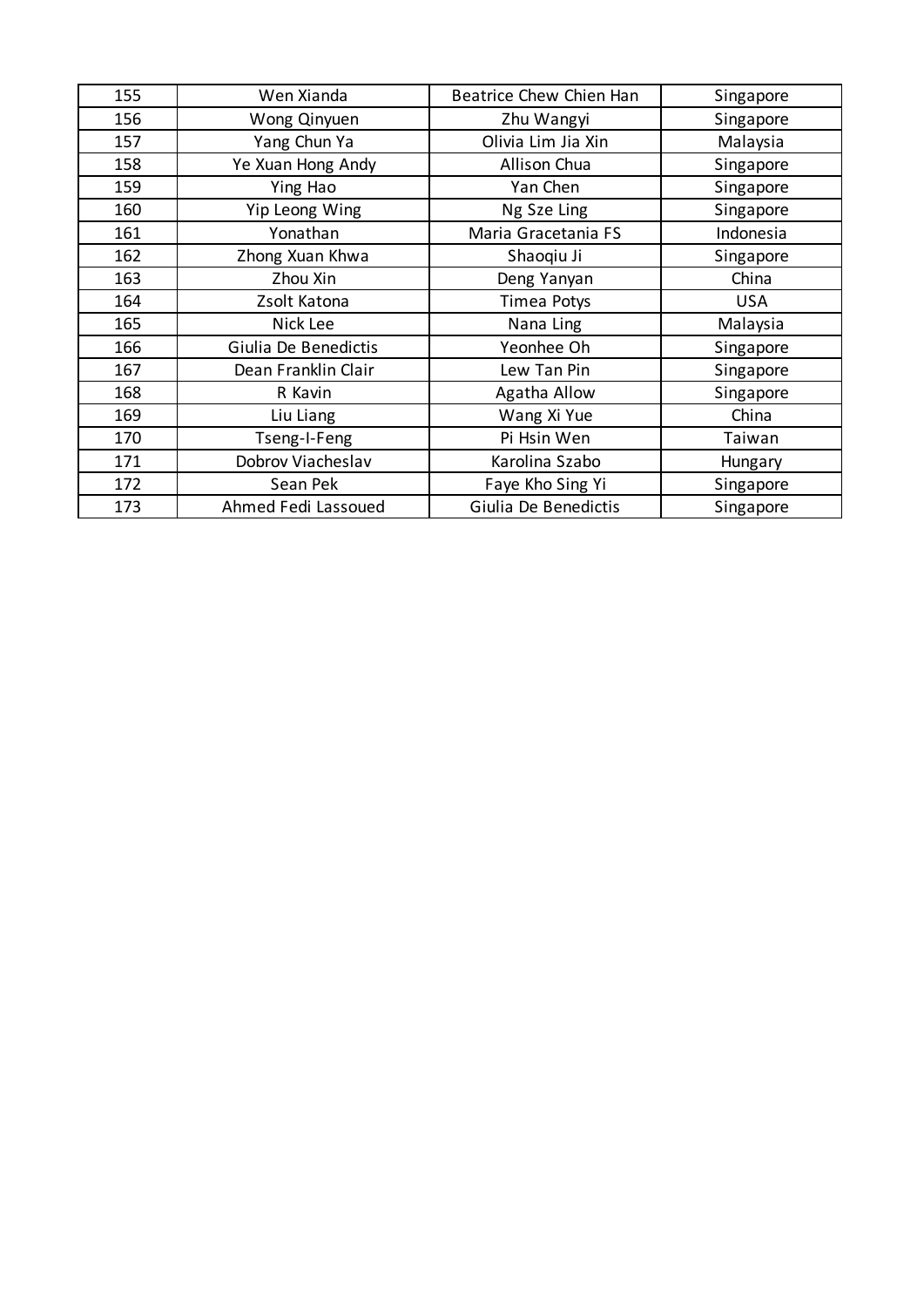| | | | |
|---|---|---|---|
| 155 | Wen Xianda | Beatrice Chew Chien Han | Singapore |
| 156 | Wong Qinyuen | Zhu Wangyi | Singapore |
| 157 | Yang Chun Ya | Olivia Lim Jia Xin | Malaysia |
| 158 | Ye Xuan Hong Andy | Allison Chua | Singapore |
| 159 | Ying Hao | Yan Chen | Singapore |
| 160 | Yip Leong Wing | Ng Sze Ling | Singapore |
| 161 | Yonathan | Maria Gracetania FS | Indonesia |
| 162 | Zhong Xuan Khwa | Shaoqiu Ji | Singapore |
| 163 | Zhou Xin | Deng Yanyan | China |
| 164 | Zsolt Katona | Timea Potys | USA |
| 165 | Nick Lee | Nana Ling | Malaysia |
| 166 | Giulia De Benedictis | Yeonhee Oh | Singapore |
| 167 | Dean Franklin Clair | Lew Tan Pin | Singapore |
| 168 | R Kavin | Agatha Allow | Singapore |
| 169 | Liu Liang | Wang Xi Yue | China |
| 170 | Tseng-I-Feng | Pi Hsin Wen | Taiwan |
| 171 | Dobrov Viacheslav | Karolina Szabo | Hungary |
| 172 | Sean Pek | Faye Kho Sing Yi | Singapore |
| 173 | Ahmed Fedi Lassoued | Giulia De Benedictis | Singapore |